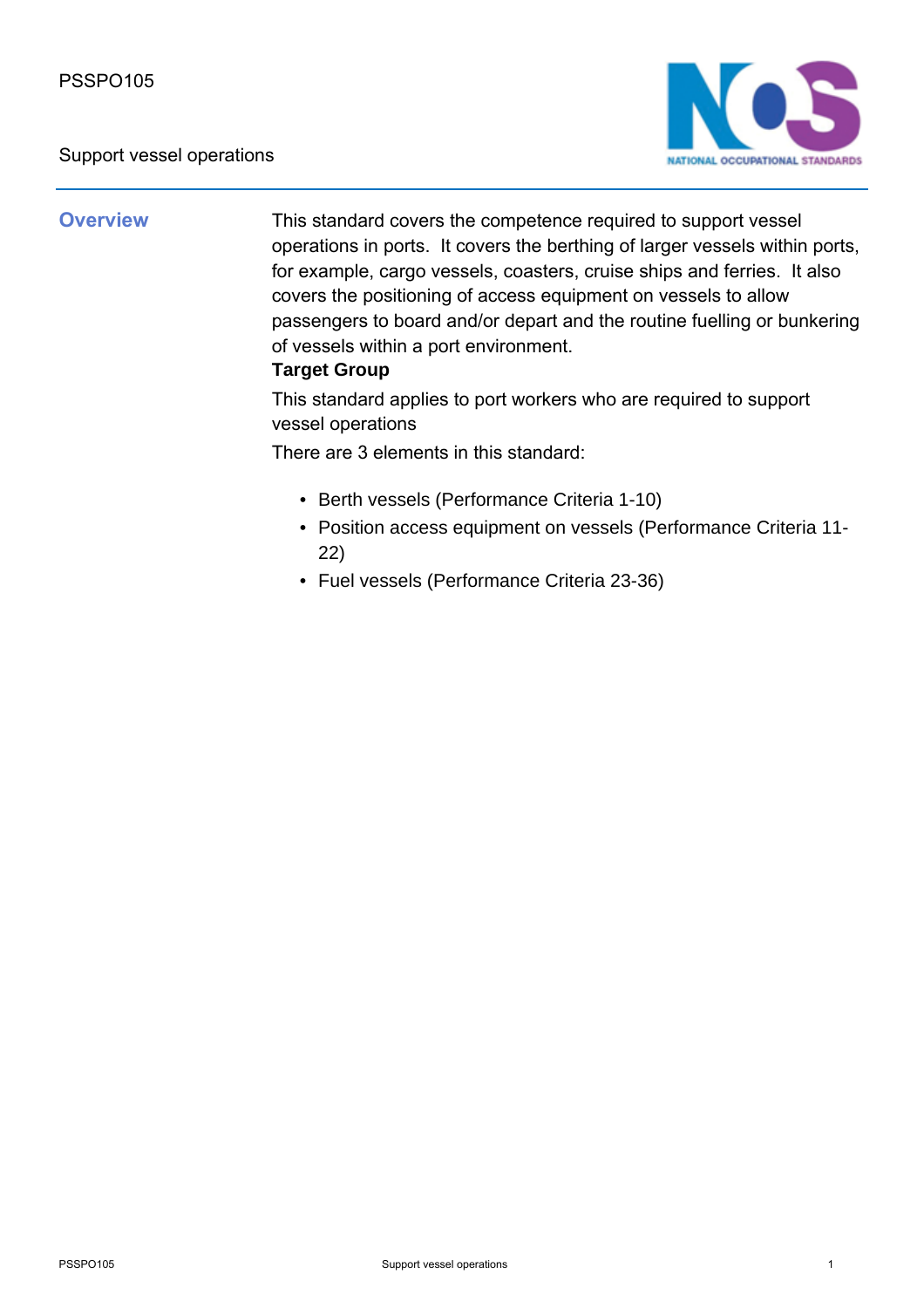PSSPO105

Support vessel operations

## Overview

This standard covers the competence required to support vessel operations in ports. It covers the berthing of larger vessels within ports, for example, cargo vessels, coasters, cruise ships and ferries. It also covers the positioning of access equipment on vessels to allow passengers to board and/or depart and the routine fuelling or bunkering of vessels within a port environment.

**Target Group**

This standard applies to port workers who are required to support vessel operations

There are 3 elements in this standard:

- Berth vessels (Performance Criteria 1-10)
- Position access equipment on vessels (Performance Criteria 11-22)
- Fuel vessels (Performance Criteria 23-36)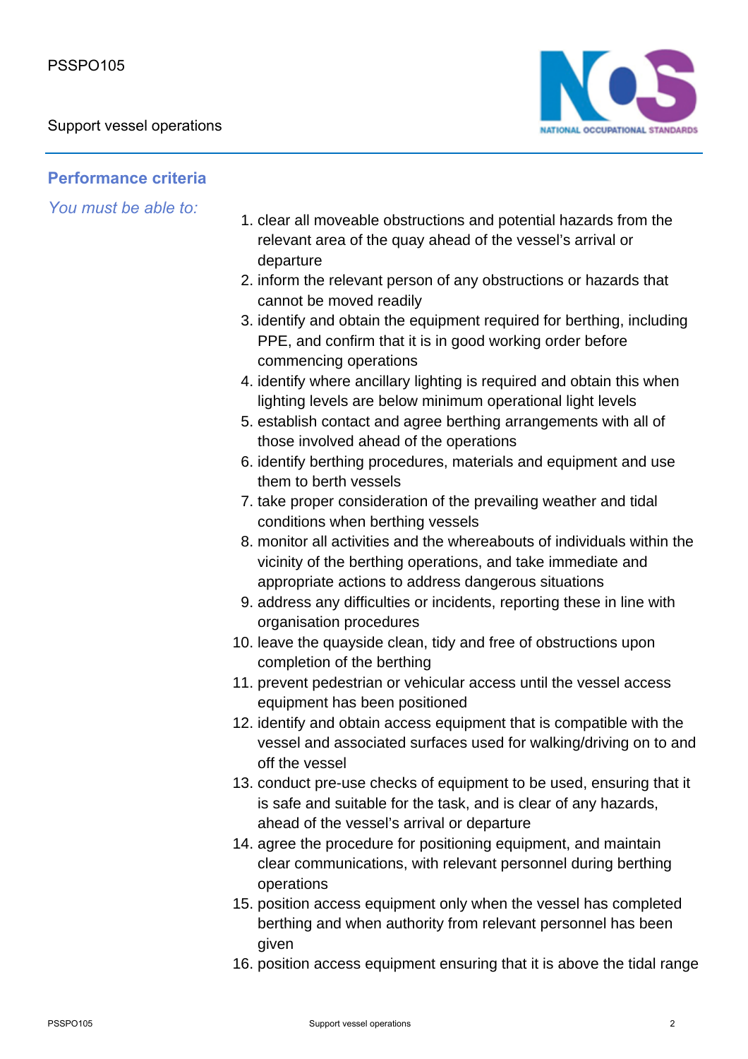## Performance criteria

*You must be able to:*

1. clear all moveable obstructions and potential hazards from the relevant area of the quay ahead of the vessel's arrival or departure
2. inform the relevant person of any obstructions or hazards that cannot be moved readily
3. identify and obtain the equipment required for berthing, including PPE, and confirm that it is in good working order before commencing operations
4. identify where ancillary lighting is required and obtain this when lighting levels are below minimum operational light levels
5. establish contact and agree berthing arrangements with all of those involved ahead of the operations
6. identify berthing procedures, materials and equipment and use them to berth vessels
7. take proper consideration of the prevailing weather and tidal conditions when berthing vessels
8. monitor all activities and the whereabouts of individuals within the vicinity of the berthing operations, and take immediate and appropriate actions to address dangerous situations
9. address any difficulties or incidents, reporting these in line with organisation procedures
10. leave the quayside clean, tidy and free of obstructions upon completion of the berthing
11. prevent pedestrian or vehicular access until the vessel access equipment has been positioned
12. identify and obtain access equipment that is compatible with the vessel and associated surfaces used for walking/driving on to and off the vessel
13. conduct pre-use checks of equipment to be used, ensuring that it is safe and suitable for the task, and is clear of any hazards, ahead of the vessel's arrival or departure
14. agree the procedure for positioning equipment, and maintain clear communications, with relevant personnel during berthing operations
15. position access equipment only when the vessel has completed berthing and when authority from relevant personnel has been given
16. position access equipment ensuring that it is above the tidal range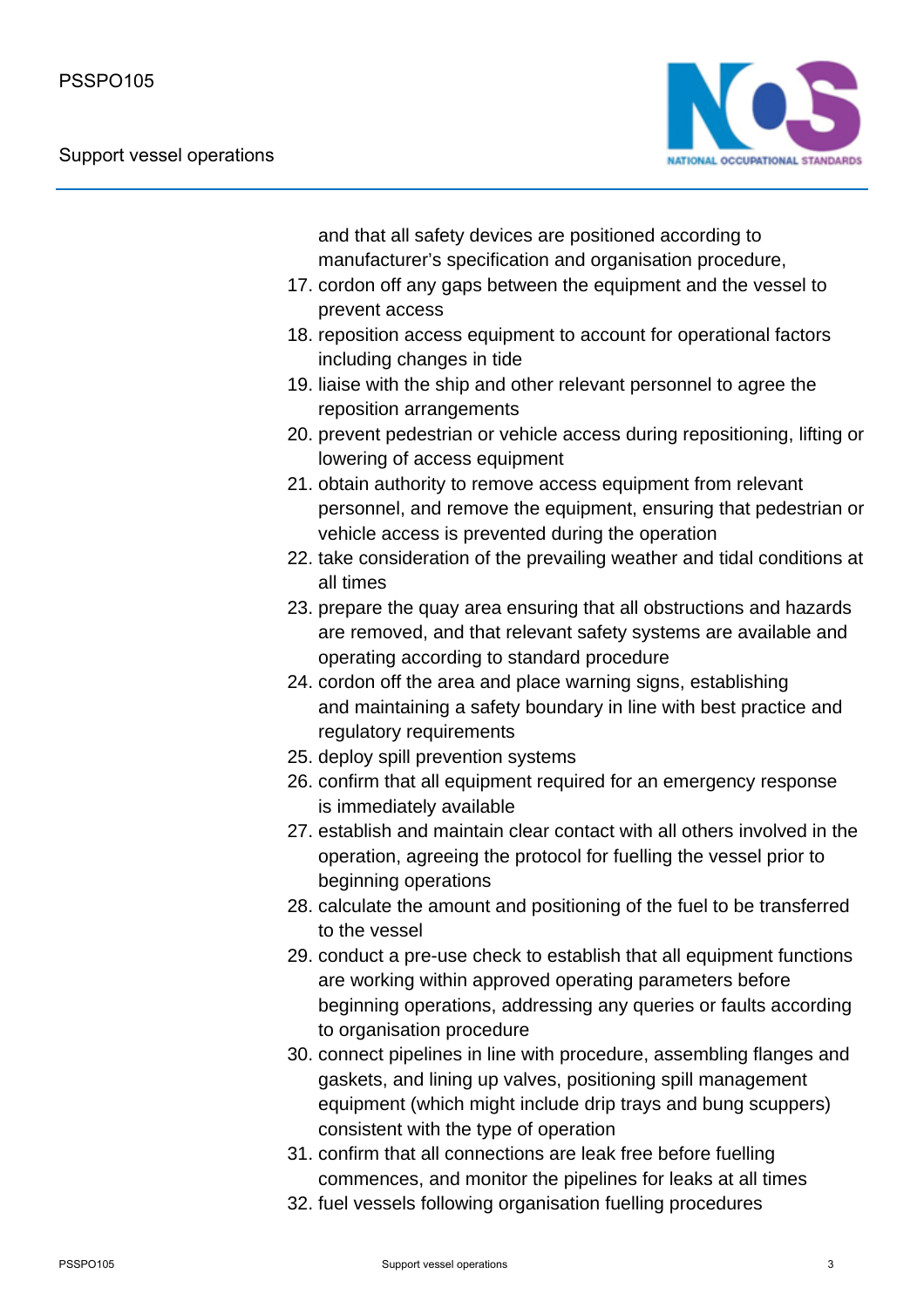and that all safety devices are positioned according to manufacturer's specification and organisation procedure,

17. cordon off any gaps between the equipment and the vessel to prevent access
18. reposition access equipment to account for operational factors including changes in tide
19. liaise with the ship and other relevant personnel to agree the reposition arrangements
20. prevent pedestrian or vehicle access during repositioning, lifting or lowering of access equipment
21. obtain authority to remove access equipment from relevant personnel, and remove the equipment, ensuring that pedestrian or vehicle access is prevented during the operation
22. take consideration of the prevailing weather and tidal conditions at all times
23. prepare the quay area ensuring that all obstructions and hazards are removed, and that relevant safety systems are available and operating according to standard procedure
24. cordon off the area and place warning signs, establishing and maintaining a safety boundary in line with best practice and regulatory requirements
25. deploy spill prevention systems
26. confirm that all equipment required for an emergency response is immediately available
27. establish and maintain clear contact with all others involved in the operation, agreeing the protocol for fuelling the vessel prior to beginning operations
28. calculate the amount and positioning of the fuel to be transferred to the vessel
29. conduct a pre-use check to establish that all equipment functions are working within approved operating parameters before beginning operations, addressing any queries or faults according to organisation procedure
30. connect pipelines in line with procedure, assembling flanges and gaskets, and lining up valves, positioning spill management equipment (which might include drip trays and bung scuppers) consistent with the type of operation
31. confirm that all connections are leak free before fuelling commences, and monitor the pipelines for leaks at all times
32. fuel vessels following organisation fuelling procedures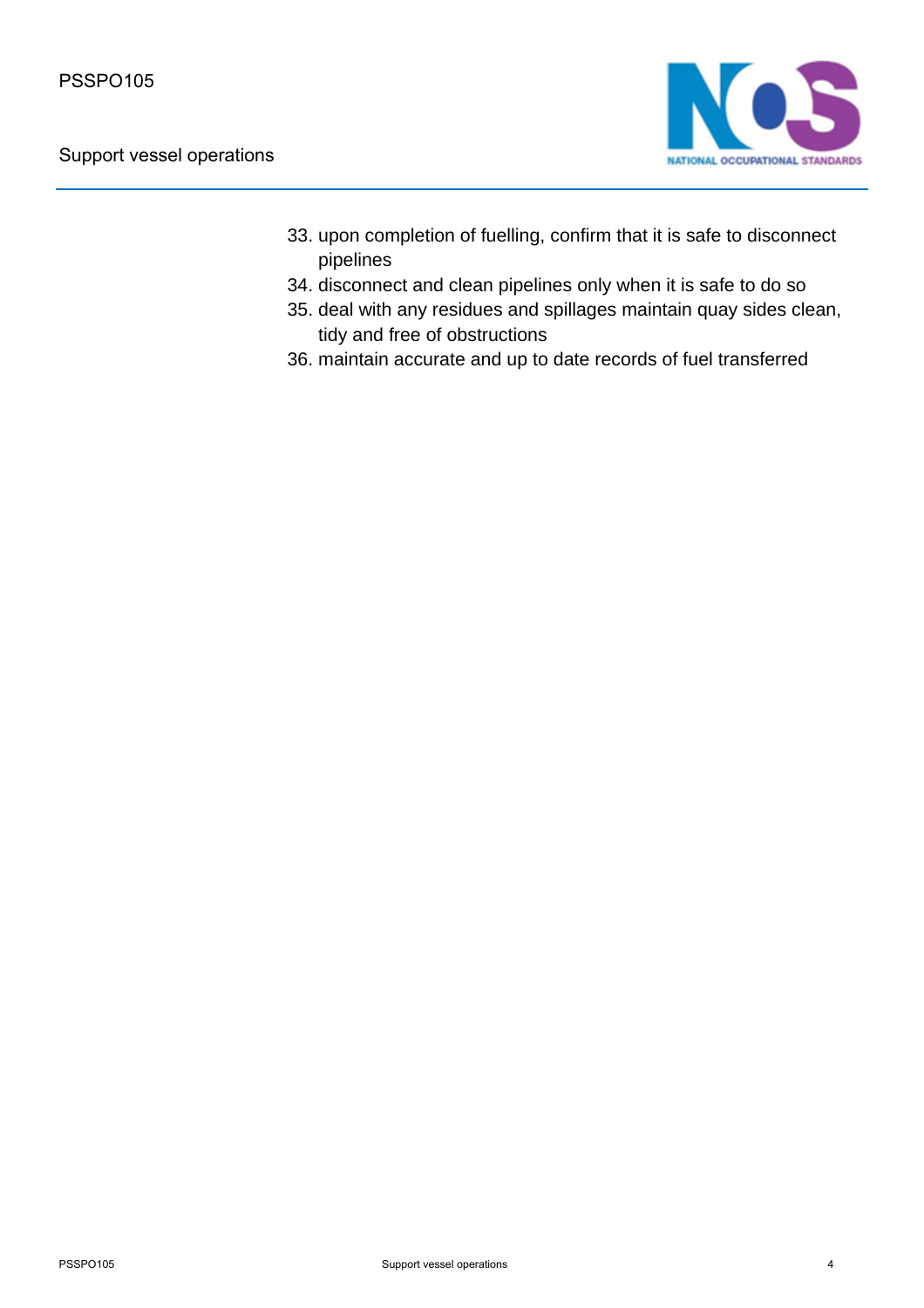33. upon completion of fuelling, confirm that it is safe to disconnect pipelines
34. disconnect and clean pipelines only when it is safe to do so
35. deal with any residues and spillages maintain quay sides clean, tidy and free of obstructions
36. maintain accurate and up to date records of fuel transferred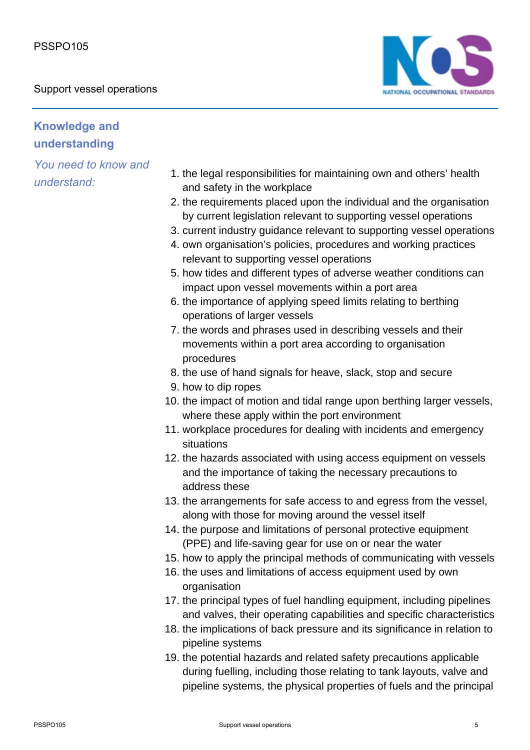## Knowledge and understanding

*You need to know and understand:*

1. the legal responsibilities for maintaining own and others' health and safety in the workplace
2. the requirements placed upon the individual and the organisation by current legislation relevant to supporting vessel operations
3. current industry guidance relevant to supporting vessel operations
4. own organisation's policies, procedures and working practices relevant to supporting vessel operations
5. how tides and different types of adverse weather conditions can impact upon vessel movements within a port area
6. the importance of applying speed limits relating to berthing operations of larger vessels
7. the words and phrases used in describing vessels and their movements within a port area according to organisation procedures
8. the use of hand signals for heave, slack, stop and secure
9. how to dip ropes
10. the impact of motion and tidal range upon berthing larger vessels, where these apply within the port environment
11. workplace procedures for dealing with incidents and emergency situations
12. the hazards associated with using access equipment on vessels and the importance of taking the necessary precautions to address these
13. the arrangements for safe access to and egress from the vessel, along with those for moving around the vessel itself
14. the purpose and limitations of personal protective equipment (PPE) and life-saving gear for use on or near the water
15. how to apply the principal methods of communicating with vessels
16. the uses and limitations of access equipment used by own organisation
17. the principal types of fuel handling equipment, including pipelines and valves, their operating capabilities and specific characteristics
18. the implications of back pressure and its significance in relation to pipeline systems
19. the potential hazards and related safety precautions applicable during fuelling, including those relating to tank layouts, valve and pipeline systems, the physical properties of fuels and the principal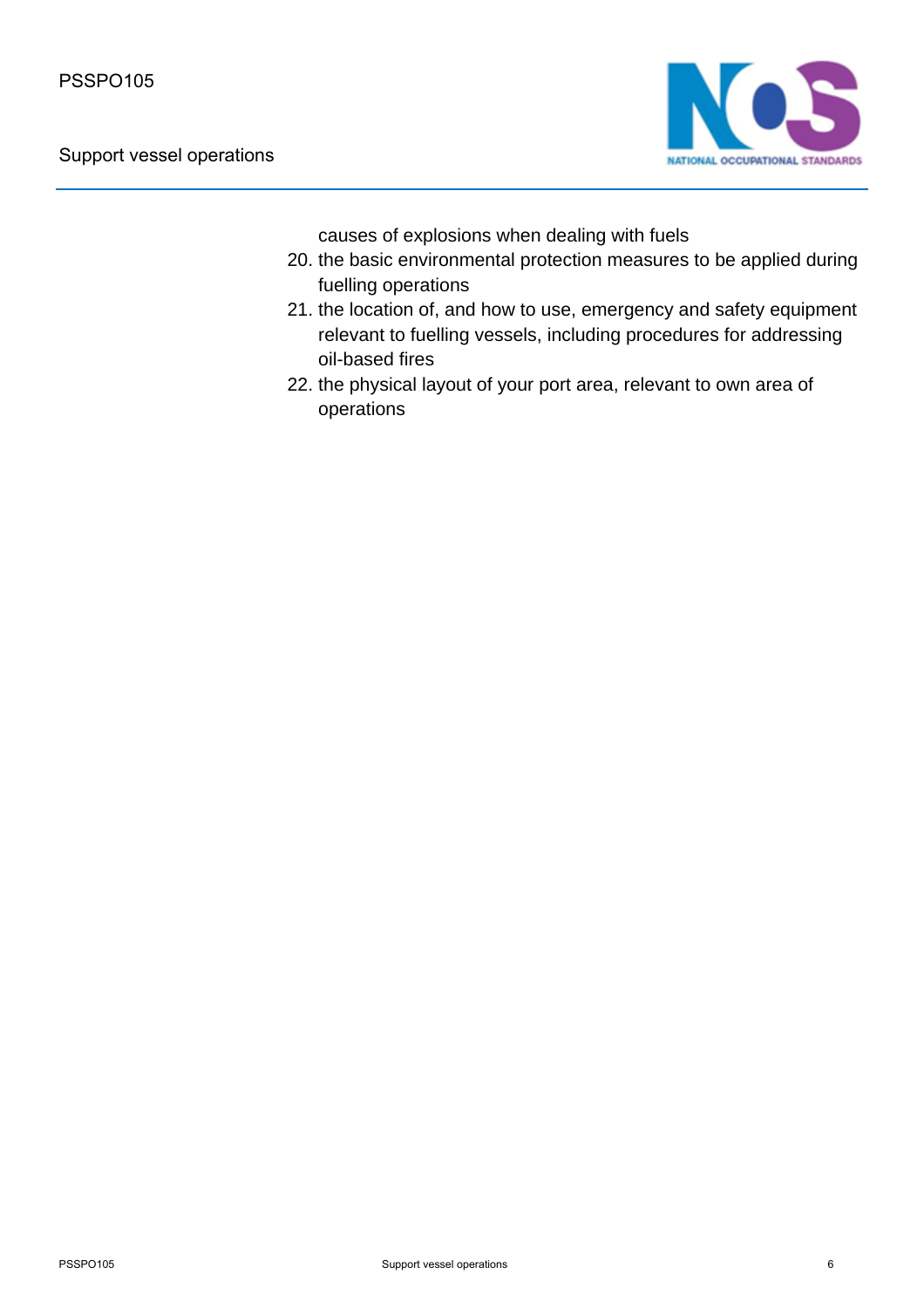causes of explosions when dealing with fuels

20. the basic environmental protection measures to be applied during fuelling operations
21. the location of, and how to use, emergency and safety equipment relevant to fuelling vessels, including procedures for addressing oil-based fires
22. the physical layout of your port area, relevant to own area of operations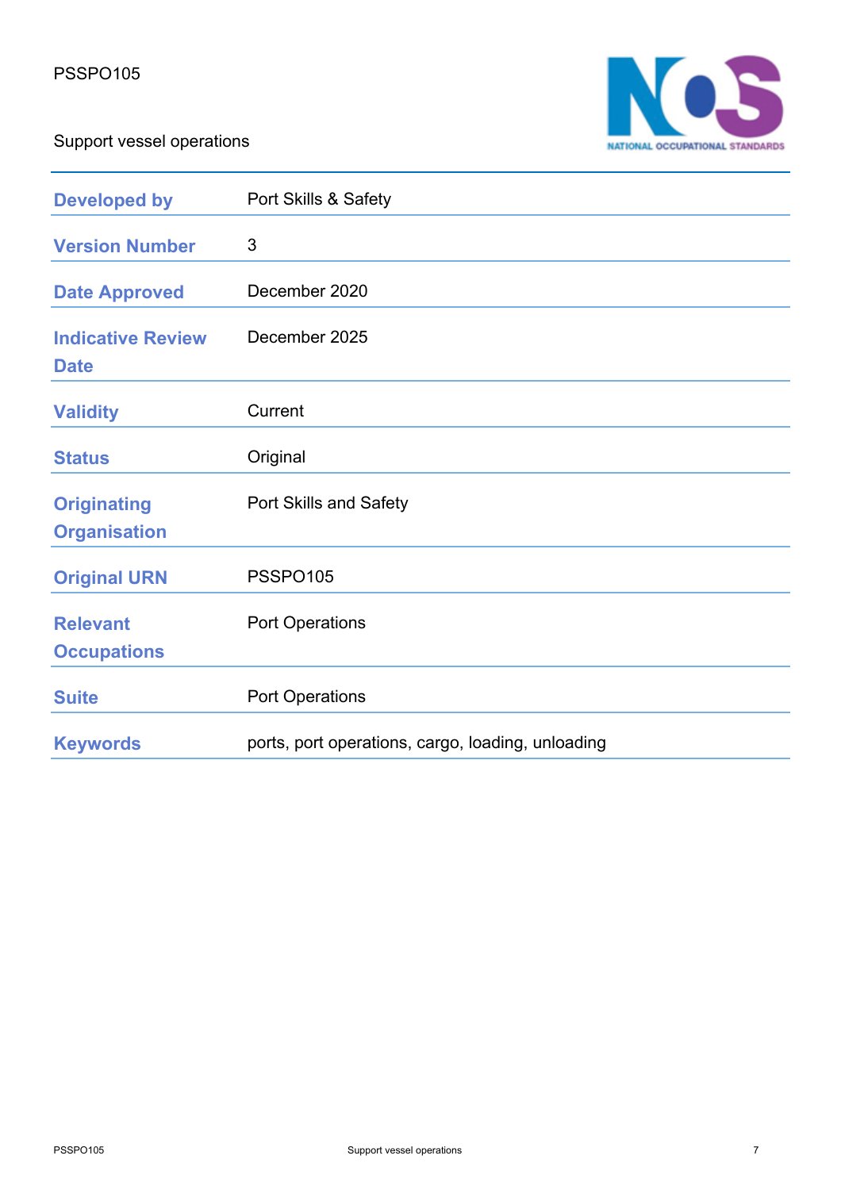PSSPO105

Support vessel operations

| | |
|---|---|
| **Developed by** | Port Skills & Safety |
| **Version Number** | 3 |
| **Date Approved** | December 2020 |
| **Indicative Review Date** | December 2025 |
| **Validity** | Current |
| **Status** | Original |
| **Originating Organisation** | Port Skills and Safety |
| **Original URN** | PSSPO105 |
| **Relevant Occupations** | Port Operations |
| **Suite** | Port Operations |
| **Keywords** | ports, port operations, cargo, loading, unloading |